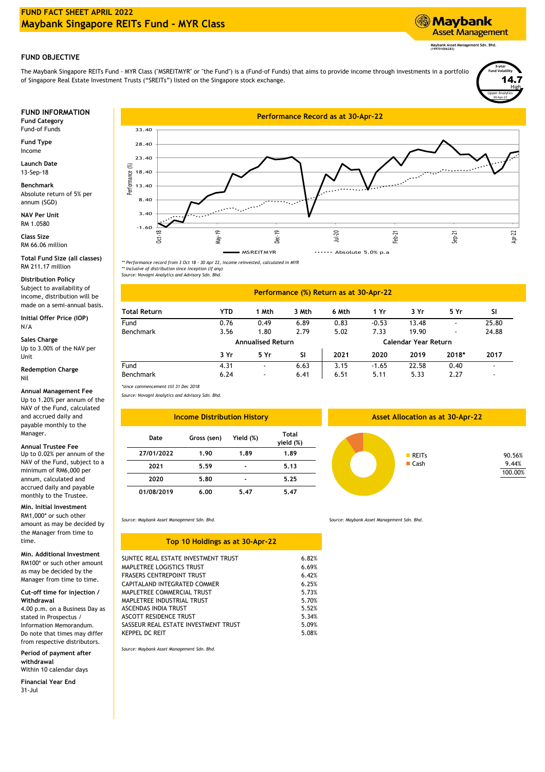# FUND FACT SHEET APRIL 2022
# Maybank Singapore REITs Fund - MYR Class

Maybank Asset Management
Maybank Asset Management Sdn. Bhd. (199701006283)

## FUND OBJECTIVE

The Maybank Singapore REITs Fund - MYR Class ("MSREITMYR" or "the Fund") is a (Fund-of Funds) that aims to provide income through investments in a portfolio of Singapore Real Estate Investment Trusts ("SREITs") listed on the Singapore stock exchange.

3-year Fund Volatility
**14.7**
High
Lipper Analytics 30-Apr-22

## FUND INFORMATION

**Fund Category**
Fund-of Funds

**Fund Type**
Income

**Launch Date**
13-Sep-18

**Benchmark**
Absolute return of 5% per annum (SGD)

**NAV Per Unit**
RM 1.0580

**Class Size**
RM 66.06 million

**Total Fund Size (all classes)**
RM 211.17 million

**Distribution Policy**
Subject to availability of income, distribution will be made on a semi-annual basis.

**Initial Offer Price (IOP)**
N/A

**Sales Charge**
Up to 3.00% of the NAV per Unit

**Redemption Charge**
Nil

**Annual Management Fee**
Up to 1.20% per annum of the NAV of the Fund, calculated and accrued daily and payable monthly to the Manager.

**Annual Trustee Fee**
Up to 0.02% per annum of the NAV of the Fund, subject to a minimum of RM6,000 per annum, calculated and accrued daily and payable monthly to the Trustee.

**Min. Initial Investment**
RM1,000* or such other amount as may be decided by the Manager from time to time.

**Min. Additional Investment**
RM100* or such other amount as may be decided by the Manager from time to time.

**Cut-off time for injection / Withdrawal**
4.00 p.m. on a Business Day as stated in Prospectus / Information Memorandum. Do note that times may differ from respective distributors.

**Period of payment after withdrawal**
Within 10 calendar days

**Financial Year End**
31-Jul

## Performance Record as at 30-Apr-22

Legend: MSREITMYR; Absolute 5.0% p.a

*\*\* Performance record from 3 Oct 18 - 30 Apr 22, income reinvested, calculated in MYR*
*\*\* Inclusive of distribution since inception (if any)*
*Source: Novagni Analytics and Advisory Sdn. Bhd.*

## Performance (%) Return as at 30-Apr-22

| Total Return | YTD | 1 Mth | 3 Mth | 6 Mth | 1 Yr | 3 Yr | 5 Yr | SI |
|---|---|---|---|---|---|---|---|---|
| Fund | 0.76 | 0.49 | 6.89 | 0.83 | -0.53 | 13.48 | - | 25.80 |
| Benchmark | 3.56 | 1.80 | 2.79 | 5.02 | 7.33 | 19.90 | - | 24.88 |
| | Annualised Return | | | Calendar Year Return | | | | |
| | 3 Yr | 5 Yr | SI | 2021 | 2020 | 2019 | 2018* | 2017 |
| Fund | 4.31 | - | 6.63 | 3.15 | -1.65 | 22.58 | 0.40 | - |
| Benchmark | 6.24 | - | 6.41 | 6.51 | 5.11 | 5.33 | 2.27 | - |

*\*since commencement till 31 Dec 2018*
*Source: Novagni Analytics and Advisory Sdn. Bhd.*

## Income Distribution History

| Date | Gross (sen) | Yield (%) | Total yield (%) |
|---|---|---|---|
| 27/01/2022 | 1.90 | 1.89 | 1.89 |
| 2021 | 5.59 | - | 5.13 |
| 2020 | 5.80 | - | 5.25 |
| 01/08/2019 | 6.00 | 5.47 | 5.47 |

*Source: Maybank Asset Management Sdn. Bhd.*

## Asset Allocation as at 30-Apr-22

| Asset | % |
|---|---|
| REITs | 90.56% |
| Cash | 9.44% |
| | 100.00% |

*Source: Maybank Asset Management Sdn. Bhd.*

## Top 10 Holdings as at 30-Apr-22

| Holding | % |
|---|---|
| SUNTEC REAL ESTATE INVESTMENT TRUST | 6.82% |
| MAPLETREE LOGISTICS TRUST | 6.69% |
| FRASERS CENTREPOINT TRUST | 6.42% |
| CAPITALAND INTEGRATED COMMER | 6.25% |
| MAPLETREE COMMERCIAL TRUST | 5.73% |
| MAPLETREE INDUSTRIAL TRUST | 5.70% |
| ASCENDAS INDIA TRUST | 5.52% |
| ASCOTT RESIDENCE TRUST | 5.34% |
| SASSEUR REAL ESTATE INVESTMENT TRUST | 5.09% |
| KEPPEL DC REIT | 5.08% |

*Source: Maybank Asset Management Sdn. Bhd.*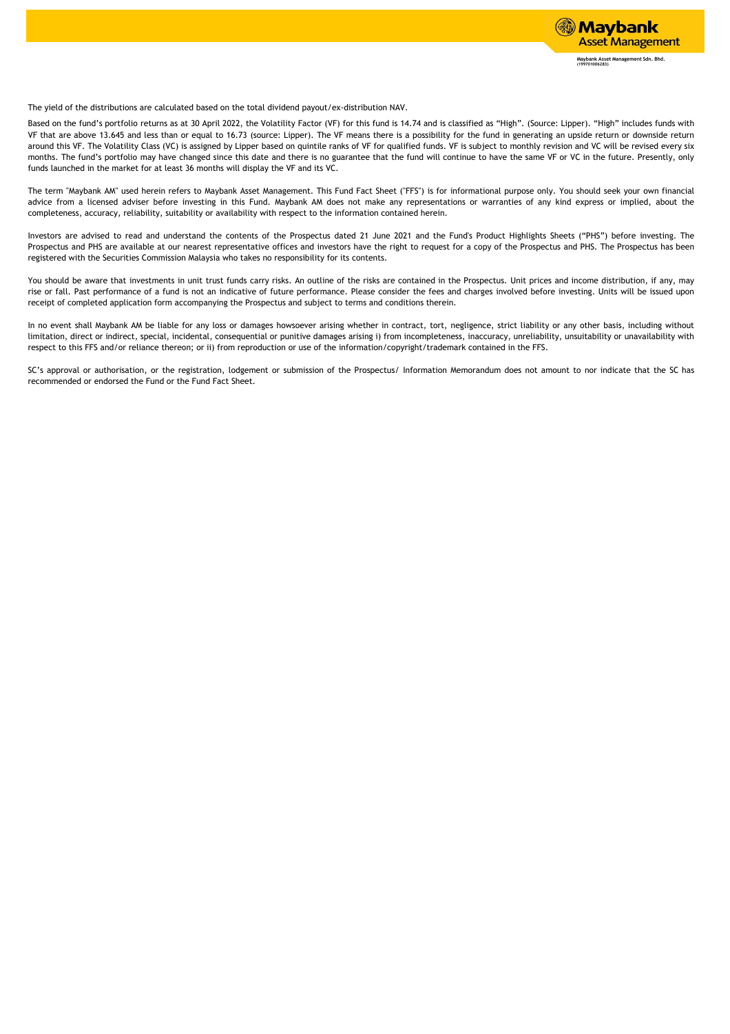The yield of the distributions are calculated based on the total dividend payout/ex-distribution NAV.

Based on the fund's portfolio returns as at 30 April 2022, the Volatility Factor (VF) for this fund is 14.74 and is classified as "High". (Source: Lipper). "High" includes funds with VF that are above 13.645 and less than or equal to 16.73 (source: Lipper). The VF means there is a possibility for the fund in generating an upside return or downside return around this VF. The Volatility Class (VC) is assigned by Lipper based on quintile ranks of VF for qualified funds. VF is subject to monthly revision and VC will be revised every six months. The fund's portfolio may have changed since this date and there is no guarantee that the fund will continue to have the same VF or VC in the future. Presently, only funds launched in the market for at least 36 months will display the VF and its VC.

The term "Maybank AM" used herein refers to Maybank Asset Management. This Fund Fact Sheet ("FFS") is for informational purpose only. You should seek your own financial advice from a licensed adviser before investing in this Fund. Maybank AM does not make any representations or warranties of any kind express or implied, about the completeness, accuracy, reliability, suitability or availability with respect to the information contained herein.

Investors are advised to read and understand the contents of the Prospectus dated 21 June 2021 and the Fund's Product Highlights Sheets ("PHS") before investing. The Prospectus and PHS are available at our nearest representative offices and investors have the right to request for a copy of the Prospectus and PHS. The Prospectus has been registered with the Securities Commission Malaysia who takes no responsibility for its contents.

You should be aware that investments in unit trust funds carry risks. An outline of the risks are contained in the Prospectus. Unit prices and income distribution, if any, may rise or fall. Past performance of a fund is not an indicative of future performance. Please consider the fees and charges involved before investing. Units will be issued upon receipt of completed application form accompanying the Prospectus and subject to terms and conditions therein.

In no event shall Maybank AM be liable for any loss or damages howsoever arising whether in contract, tort, negligence, strict liability or any other basis, including without limitation, direct or indirect, special, incidental, consequential or punitive damages arising i) from incompleteness, inaccuracy, unreliability, unsuitability or unavailability with respect to this FFS and/or reliance thereon; or ii) from reproduction or use of the information/copyright/trademark contained in the FFS.

SC's approval or authorisation, or the registration, lodgement or submission of the Prospectus/ Information Memorandum does not amount to nor indicate that the SC has recommended or endorsed the Fund or the Fund Fact Sheet.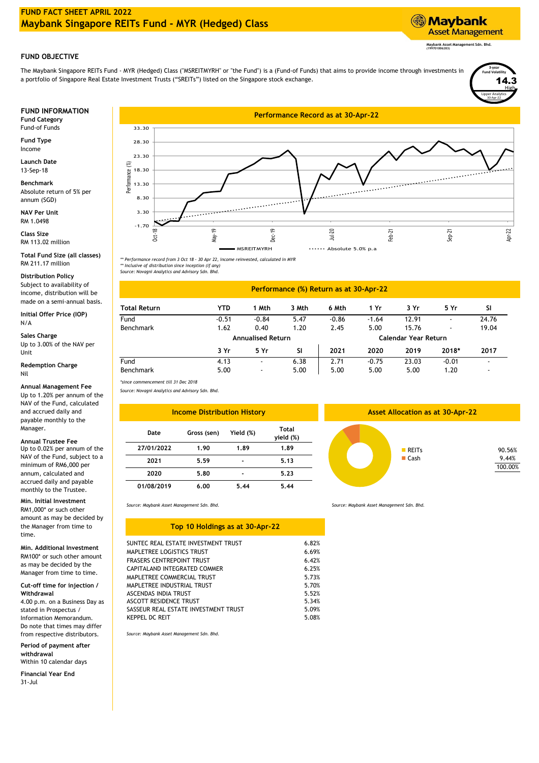# FUND FACT SHEET APRIL 2022
# Maybank Singapore REITs Fund - MYR (Hedged) Class

Maybank Asset Management
Maybank Asset Management Sdn. Bhd. (199701006283)

## FUND OBJECTIVE

The Maybank Singapore REITs Fund - MYR (Hedged) Class ("MSREITMYRH" or "the Fund") is a (Fund-of Funds) that aims to provide income through investments in a portfolio of Singapore Real Estate Investment Trusts ("SREITs") listed on the Singapore stock exchange.

3-year Fund Volatility
**14.3**
High
Lipper Analytics 30-Apr-22

## FUND INFORMATION

**Fund Category**
Fund-of Funds

**Fund Type**
Income

**Launch Date**
13-Sep-18

**Benchmark**
Absolute return of 5% per annum (SGD)

**NAV Per Unit**
RM 1.0498

**Class Size**
RM 113.02 million

**Total Fund Size (all classes)**
RM 211.17 million

**Distribution Policy**
Subject to availability of income, distribution will be made on a semi-annual basis.

**Initial Offer Price (IOP)**
N/A

**Sales Charge**
Up to 3.00% of the NAV per Unit

**Redemption Charge**
Nil

**Annual Management Fee**
Up to 1.20% per annum of the NAV of the Fund, calculated and accrued daily and payable monthly to the Manager.

**Annual Trustee Fee**
Up to 0.02% per annum of the NAV of the Fund, subject to a minimum of RM6,000 per annum, calculated and accrued daily and payable monthly to the Trustee.

**Min. Initial Investment**
RM1,000* or such other amount as may be decided by the Manager from time to time.

**Min. Additional Investment**
RM100* or such other amount as may be decided by the Manager from time to time.

**Cut-off time for injection / Withdrawal**
4.00 p.m. on a Business Day as stated in Prospectus / Information Memorandum. Do note that times may differ from respective distributors.

**Period of payment after withdrawal**
Within 10 calendar days

**Financial Year End**
31-Jul

## Performance Record as at 30-Apr-22

Legend: MSREITMYRH; Absolute 5.0% p.a

*** Performance record from 3 Oct 18 - 30 Apr 22, income reinvested, calculated in MYR*
*** Inclusive of distribution since inception (if any)*
*Source: Novagni Analytics and Advisory Sdn. Bhd.*

## Performance (%) Return as at 30-Apr-22

| Total Return | YTD | 1 Mth | 3 Mth | 6 Mth | 1 Yr | 3 Yr | 5 Yr | SI |
|---|---|---|---|---|---|---|---|---|
| Fund | -0.51 | -0.84 | 5.47 | -0.86 | -1.64 | 12.91 | - | 24.76 |
| Benchmark | 1.62 | 0.40 | 1.20 | 2.45 | 5.00 | 15.76 | - | 19.04 |

| | Annualised Return | | | Calendar Year Return | | | | |
|---|---|---|---|---|---|---|---|---|
| | 3 Yr | 5 Yr | SI | 2021 | 2020 | 2019 | 2018* | 2017 |
| Fund | 4.13 | - | 6.38 | 2.71 | -0.75 | 23.03 | -0.01 | - |
| Benchmark | 5.00 | - | 5.00 | 5.00 | 5.00 | 5.00 | 1.20 | - |

*\*since commencement till 31 Dec 2018*
*Source: Novagni Analytics and Advisory Sdn. Bhd.*

## Income Distribution History

| Date | Gross (sen) | Yield (%) | Total yield (%) |
|---|---|---|---|
| 27/01/2022 | 1.90 | 1.89 | 1.89 |
| 2021 | 5.59 | - | 5.13 |
| 2020 | 5.80 | - | 5.23 |
| 01/08/2019 | 6.00 | 5.44 | 5.44 |

*Source: Maybank Asset Management Sdn. Bhd.*

## Asset Allocation as at 30-Apr-22

| Asset | % |
|---|---|
| REITs | 90.56% |
| Cash | 9.44% |
| | 100.00% |

*Source: Maybank Asset Management Sdn. Bhd.*

## Top 10 Holdings as at 30-Apr-22

| Holding | % |
|---|---|
| SUNTEC REAL ESTATE INVESTMENT TRUST | 6.82% |
| MAPLETREE LOGISTICS TRUST | 6.69% |
| FRASERS CENTREPOINT TRUST | 6.42% |
| CAPITALAND INTEGRATED COMMER | 6.25% |
| MAPLETREE COMMERCIAL TRUST | 5.73% |
| MAPLETREE INDUSTRIAL TRUST | 5.70% |
| ASCENDAS INDIA TRUST | 5.52% |
| ASCOTT RESIDENCE TRUST | 5.34% |
| SASSEUR REAL ESTATE INVESTMENT TRUST | 5.09% |
| KEPPEL DC REIT | 5.08% |

*Source: Maybank Asset Management Sdn. Bhd.*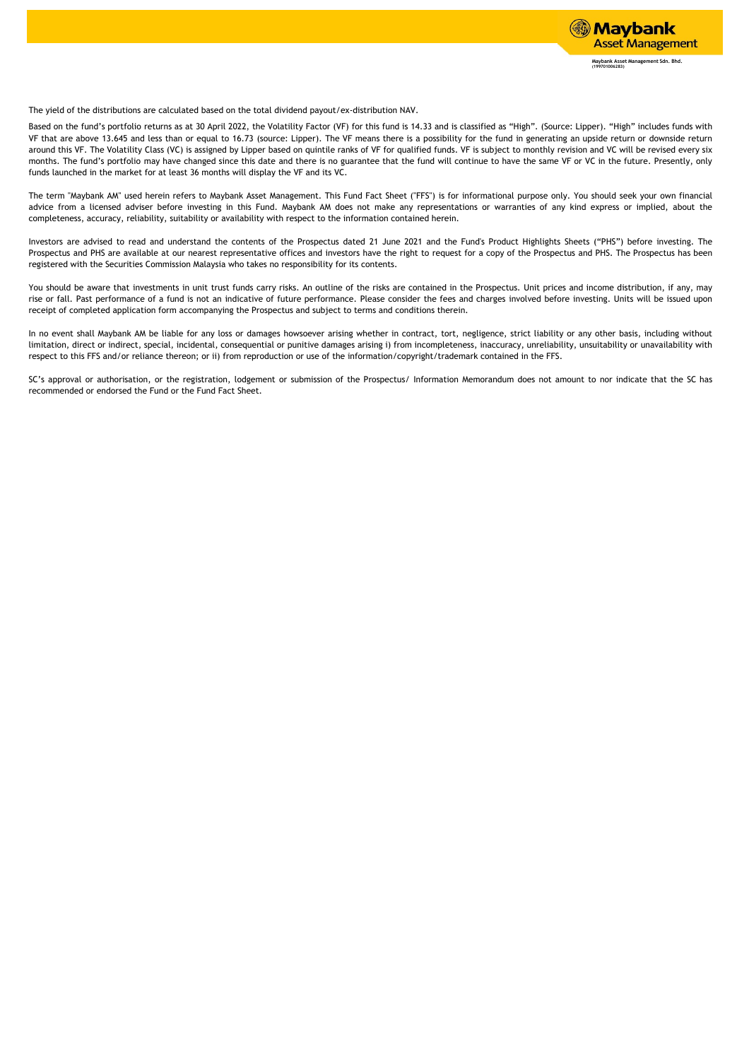The yield of the distributions are calculated based on the total dividend payout/ex-distribution NAV.

Based on the fund's portfolio returns as at 30 April 2022, the Volatility Factor (VF) for this fund is 14.33 and is classified as "High". (Source: Lipper). "High" includes funds with VF that are above 13.645 and less than or equal to 16.73 (source: Lipper). The VF means there is a possibility for the fund in generating an upside return or downside return around this VF. The Volatility Class (VC) is assigned by Lipper based on quintile ranks of VF for qualified funds. VF is subject to monthly revision and VC will be revised every six months. The fund's portfolio may have changed since this date and there is no guarantee that the fund will continue to have the same VF or VC in the future. Presently, only funds launched in the market for at least 36 months will display the VF and its VC.

The term "Maybank AM" used herein refers to Maybank Asset Management. This Fund Fact Sheet ("FFS") is for informational purpose only. You should seek your own financial advice from a licensed adviser before investing in this Fund. Maybank AM does not make any representations or warranties of any kind express or implied, about the completeness, accuracy, reliability, suitability or availability with respect to the information contained herein.

Investors are advised to read and understand the contents of the Prospectus dated 21 June 2021 and the Fund's Product Highlights Sheets ("PHS") before investing. The Prospectus and PHS are available at our nearest representative offices and investors have the right to request for a copy of the Prospectus and PHS. The Prospectus has been registered with the Securities Commission Malaysia who takes no responsibility for its contents.

You should be aware that investments in unit trust funds carry risks. An outline of the risks are contained in the Prospectus. Unit prices and income distribution, if any, may rise or fall. Past performance of a fund is not an indicative of future performance. Please consider the fees and charges involved before investing. Units will be issued upon receipt of completed application form accompanying the Prospectus and subject to terms and conditions therein.

In no event shall Maybank AM be liable for any loss or damages howsoever arising whether in contract, tort, negligence, strict liability or any other basis, including without limitation, direct or indirect, special, incidental, consequential or punitive damages arising i) from incompleteness, inaccuracy, unreliability, unsuitability or unavailability with respect to this FFS and/or reliance thereon; or ii) from reproduction or use of the information/copyright/trademark contained in the FFS.

SC's approval or authorisation, or the registration, lodgement or submission of the Prospectus/ Information Memorandum does not amount to nor indicate that the SC has recommended or endorsed the Fund or the Fund Fact Sheet.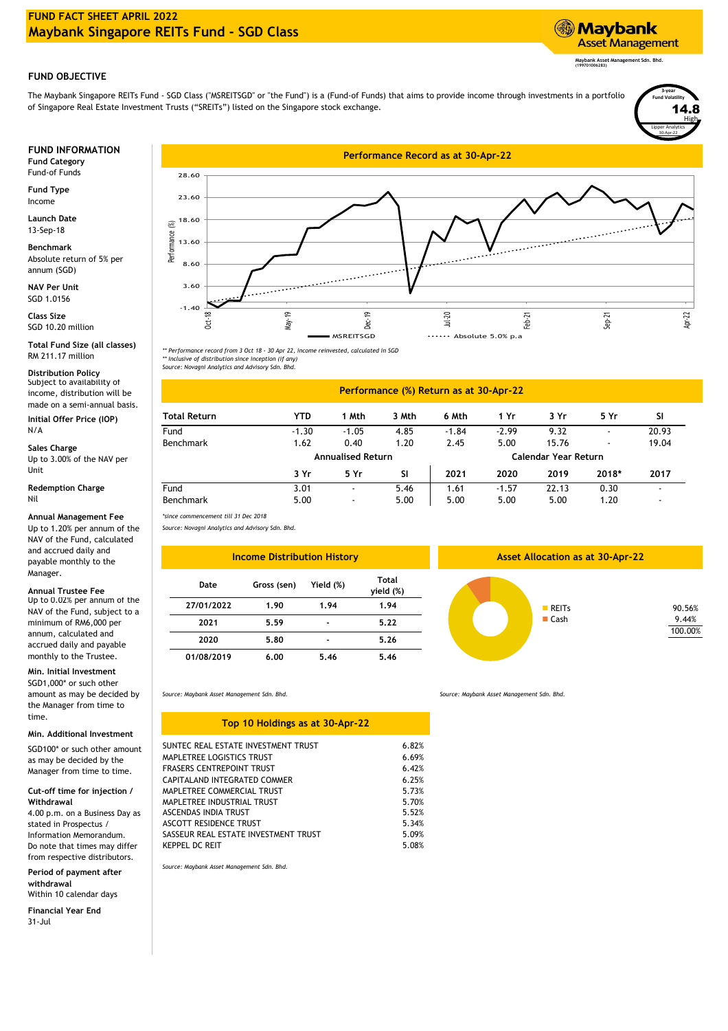# FUND FACT SHEET APRIL 2022
# Maybank Singapore REITs Fund - SGD Class

Maybank Asset Management

Maybank Asset Management Sdn. Bhd. (199701006283)

## FUND OBJECTIVE

The Maybank Singapore REITs Fund - SGD Class ("MSREITSGD" or "the Fund") is a (Fund-of Funds) that aims to provide income through investments in a portfolio of Singapore Real Estate Investment Trusts ("SREITs") listed on the Singapore stock exchange.

3-year Fund Volatility **14.8** High
Lipper Analytics 30-Apr-22

## FUND INFORMATION

**Fund Category**
Fund-of Funds

**Fund Type**
Income

**Launch Date**
13-Sep-18

**Benchmark**
Absolute return of 5% per annum (SGD)

**NAV Per Unit**
SGD 1.0156

**Class Size**
SGD 10.20 million

**Total Fund Size (all classes)**
RM 211.17 million

**Distribution Policy**
Subject to availability of income, distribution will be made on a semi-annual basis.

**Initial Offer Price (IOP)**
N/A

**Sales Charge**
Up to 3.00% of the NAV per Unit

**Redemption Charge**
Nil

**Annual Management Fee**
Up to 1.20% per annum of the NAV of the Fund, calculated and accrued daily and payable monthly to the Manager.

**Annual Trustee Fee**
Up to 0.02% per annum of the NAV of the Fund, subject to a minimum of RM6,000 per annum, calculated and accrued daily and payable monthly to the Trustee.

**Min. Initial Investment**
SGD1,000* or such other amount as may be decided by the Manager from time to time.

**Min. Additional Investment**
SGD100* or such other amount as may be decided by the Manager from time to time.

**Cut-off time for injection / Withdrawal**
4.00 p.m. on a Business Day as stated in Prospectus / Information Memorandum. Do note that times may differ from respective distributors.

**Period of payment after withdrawal**
Within 10 calendar days

**Financial Year End**
31-Jul

## Performance Record as at 30-Apr-22

Performance (%) chart, Oct-18 to Apr-22: MSREITSGD vs Absolute 5.0% p.a

*** Performance record from 3 Oct 18 - 30 Apr 22, income reinvested, calculated in SGD*
*** Inclusive of distribution since inception (if any)*
*Source: Novagni Analytics and Advisory Sdn. Bhd.*

## Performance (%) Return as at 30-Apr-22

| Total Return | YTD | 1 Mth | 3 Mth | 6 Mth | 1 Yr | 3 Yr | 5 Yr | SI |
|---|---|---|---|---|---|---|---|---|
| Fund | -1.30 | -1.05 | 4.85 | -1.84 | -2.99 | 9.32 | - | 20.93 |
| Benchmark | 1.62 | 0.40 | 1.20 | 2.45 | 5.00 | 15.76 | - | 19.04 |

| | Annualised Return | | | Calendar Year Return | | | | |
|---|---|---|---|---|---|---|---|---|
| | 3 Yr | 5 Yr | SI | 2021 | 2020 | 2019 | 2018* | 2017 |
| Fund | 3.01 | - | 5.46 | 1.61 | -1.57 | 22.13 | 0.30 | - |
| Benchmark | 5.00 | - | 5.00 | 5.00 | 5.00 | 5.00 | 1.20 | - |

*since commencement till 31 Dec 2018*

*Source: Novagni Analytics and Advisory Sdn. Bhd.*

## Income Distribution History

| Date | Gross (sen) | Yield (%) | Total yield (%) |
|---|---|---|---|
| 27/01/2022 | 1.90 | 1.94 | 1.94 |
| 2021 | 5.59 | - | 5.22 |
| 2020 | 5.80 | - | 5.26 |
| 01/08/2019 | 6.00 | 5.46 | 5.46 |

*Source: Maybank Asset Management Sdn. Bhd.*

## Asset Allocation as at 30-Apr-22

| | |
|---|---|
| REITs | 90.56% |
| Cash | 9.44% |
| | 100.00% |

*Source: Maybank Asset Management Sdn. Bhd.*

## Top 10 Holdings as at 30-Apr-22

| | |
|---|---|
| SUNTEC REAL ESTATE INVESTMENT TRUST | 6.82% |
| MAPLETREE LOGISTICS TRUST | 6.69% |
| FRASERS CENTREPOINT TRUST | 6.42% |
| CAPITALAND INTEGRATED COMMER | 6.25% |
| MAPLETREE COMMERCIAL TRUST | 5.73% |
| MAPLETREE INDUSTRIAL TRUST | 5.70% |
| ASCENDAS INDIA TRUST | 5.52% |
| ASCOTT RESIDENCE TRUST | 5.34% |
| SASSEUR REAL ESTATE INVESTMENT TRUST | 5.09% |
| KEPPEL DC REIT | 5.08% |

*Source: Maybank Asset Management Sdn. Bhd.*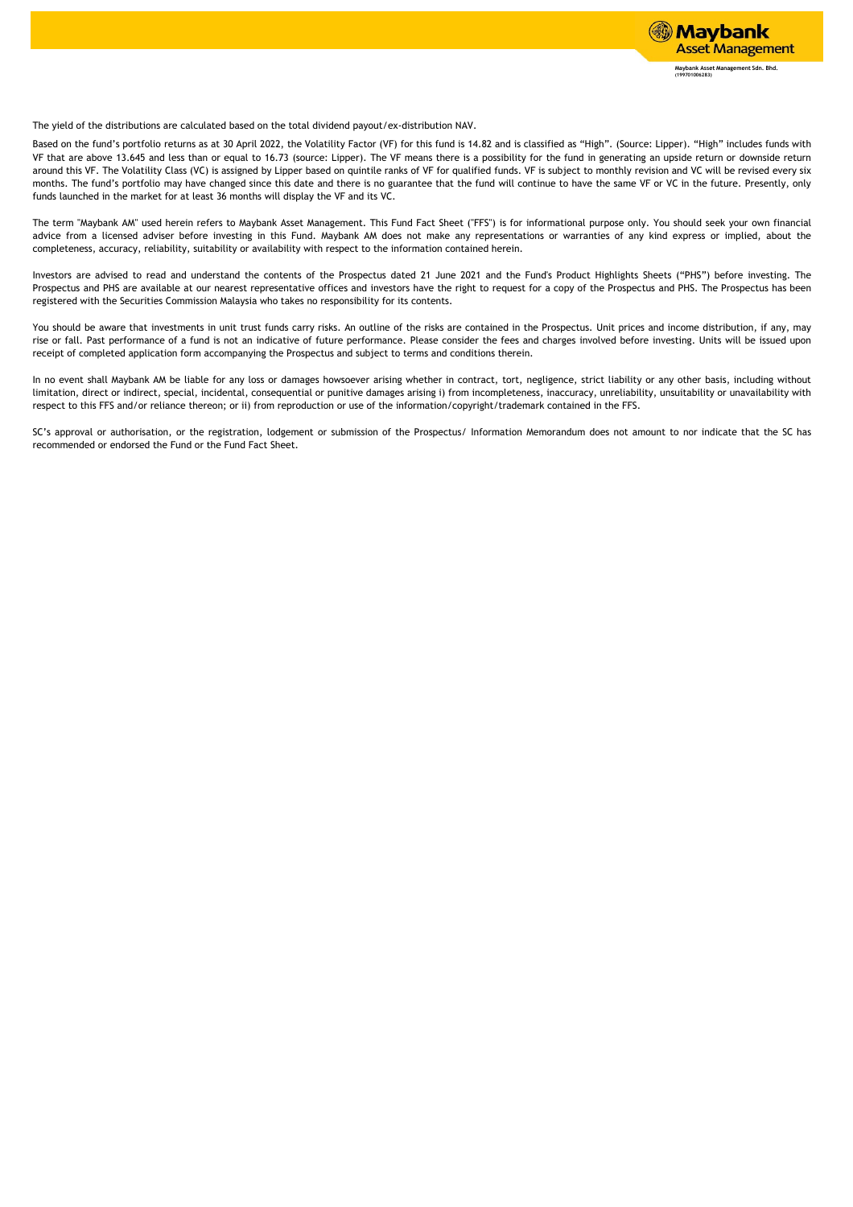The yield of the distributions are calculated based on the total dividend payout/ex-distribution NAV.

Based on the fund's portfolio returns as at 30 April 2022, the Volatility Factor (VF) for this fund is 14.82 and is classified as "High". (Source: Lipper). "High" includes funds with VF that are above 13.645 and less than or equal to 16.73 (source: Lipper). The VF means there is a possibility for the fund in generating an upside return or downside return around this VF. The Volatility Class (VC) is assigned by Lipper based on quintile ranks of VF for qualified funds. VF is subject to monthly revision and VC will be revised every six months. The fund's portfolio may have changed since this date and there is no guarantee that the fund will continue to have the same VF or VC in the future. Presently, only funds launched in the market for at least 36 months will display the VF and its VC.

The term "Maybank AM" used herein refers to Maybank Asset Management. This Fund Fact Sheet ("FFS") is for informational purpose only. You should seek your own financial advice from a licensed adviser before investing in this Fund. Maybank AM does not make any representations or warranties of any kind express or implied, about the completeness, accuracy, reliability, suitability or availability with respect to the information contained herein.

Investors are advised to read and understand the contents of the Prospectus dated 21 June 2021 and the Fund's Product Highlights Sheets ("PHS") before investing. The Prospectus and PHS are available at our nearest representative offices and investors have the right to request for a copy of the Prospectus and PHS. The Prospectus has been registered with the Securities Commission Malaysia who takes no responsibility for its contents.

You should be aware that investments in unit trust funds carry risks. An outline of the risks are contained in the Prospectus. Unit prices and income distribution, if any, may rise or fall. Past performance of a fund is not an indicative of future performance. Please consider the fees and charges involved before investing. Units will be issued upon receipt of completed application form accompanying the Prospectus and subject to terms and conditions therein.

In no event shall Maybank AM be liable for any loss or damages howsoever arising whether in contract, tort, negligence, strict liability or any other basis, including without limitation, direct or indirect, special, incidental, consequential or punitive damages arising i) from incompleteness, inaccuracy, unreliability, unsuitability or unavailability with respect to this FFS and/or reliance thereon; or ii) from reproduction or use of the information/copyright/trademark contained in the FFS.

SC's approval or authorisation, or the registration, lodgement or submission of the Prospectus/ Information Memorandum does not amount to nor indicate that the SC has recommended or endorsed the Fund or the Fund Fact Sheet.